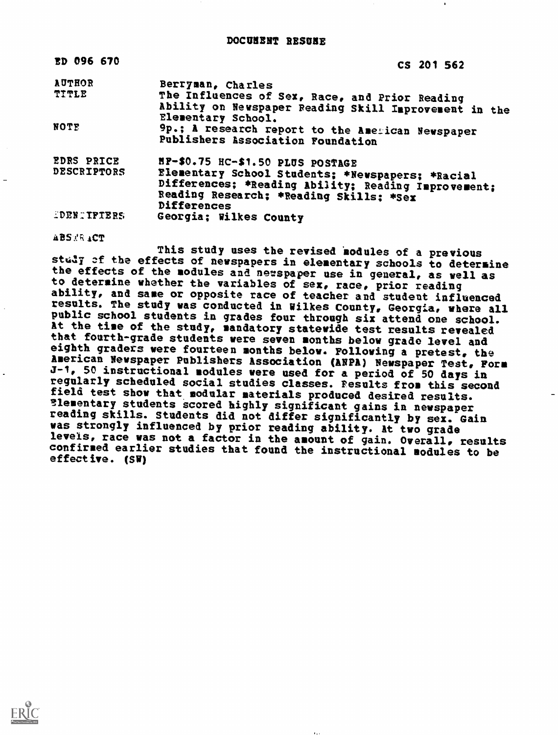# DOCUMENT RESUME

| | |
|---|---|
| ED 096 670 | CS 201 562 |
| AUTHOR | Berryman, Charles |
| TITLE | The Influences of Sex, Race, and Prior Reading Ability on Newspaper Reading Skill Improvement in the Elementary School. |
| NOTE | 9p.; A research report to the American Newspaper Publishers Association Foundation |
| EDRS PRICE | MF-$0.75 HC-$1.50 PLUS POSTAGE |
| DESCRIPTORS | Elementary School Students; *Newspapers; *Racial Differences; *Reading Ability; Reading Improvement; Reading Research; *Reading Skills; *Sex Differences |
| IDENTIFIERS | Georgia; Wilkes County |

ABSTRACT

This study uses the revised modules of a previous study of the effects of newspapers in elementary schools to determine the effects of the modules and newspaper use in general, as well as to determine whether the variables of sex, race, prior reading ability, and same or opposite race of teacher and student influenced results. The study was conducted in Wilkes County, Georgia, where all public school students in grades four through six attend one school. At the time of the study, mandatory statewide test results revealed that fourth-grade students were seven months below grade level and eighth graders were fourteen months below. Following a pretest, the American Newspaper Publishers Association (ANPA) Newspaper Test, Form J-1, 50 instructional modules were used for a period of 50 days in regularly scheduled social studies classes. Results from this second field test show that modular materials produced desired results. Elementary students scored highly significant gains in newspaper reading skills. Students did not differ significantly by sex. Gain was strongly influenced by prior reading ability. At two grade levels, race was not a factor in the amount of gain. Overall, results confirmed earlier studies that found the instructional modules to be effective. (SW)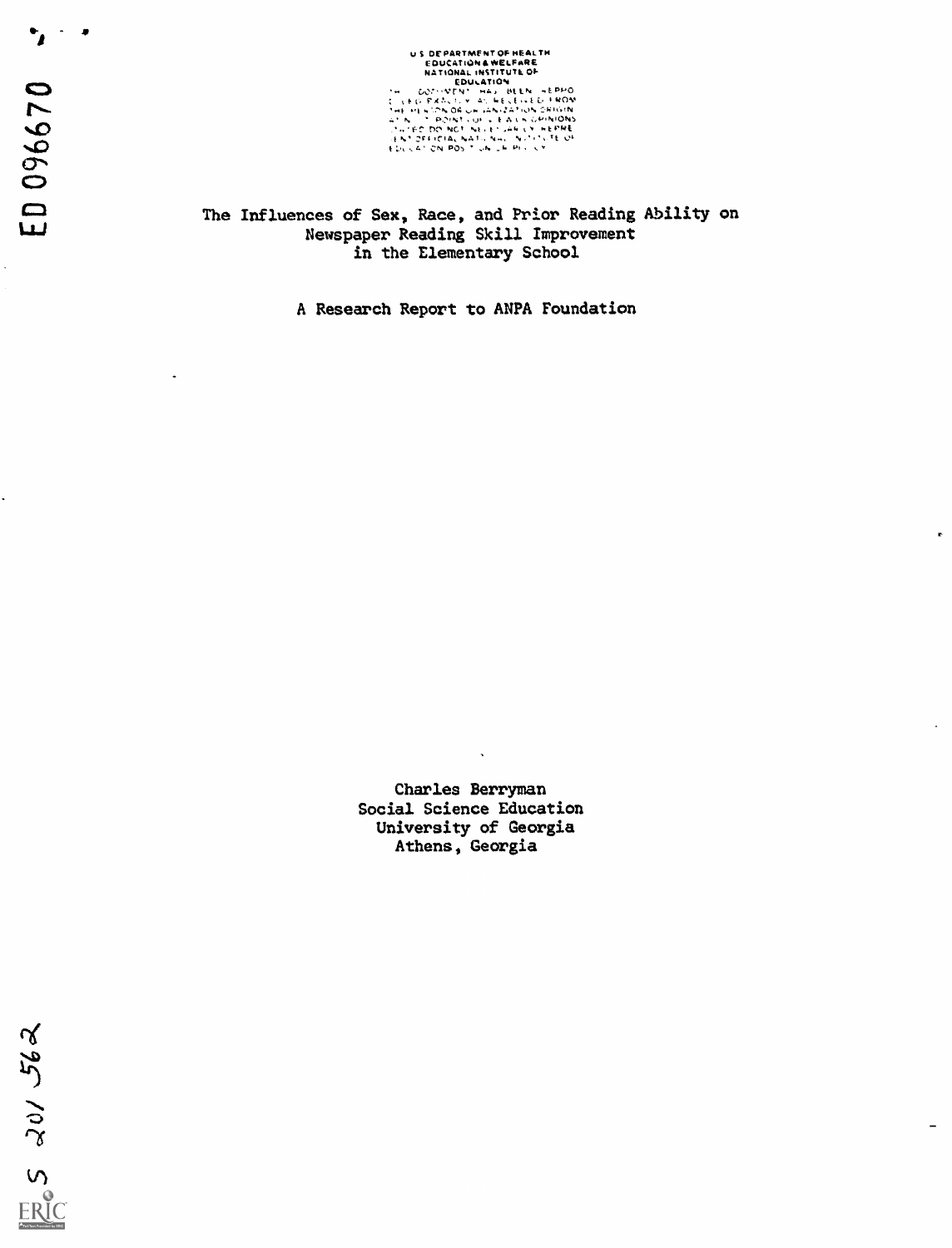U S DEPARTMENT OF HEALTH EDUCATION & WELFARE NATIONAL INSTITUTE OF EDUCATION

THIS DOCUMENT HAS BEEN REPRODUCED EXACTLY AS RECEIVED FROM THE PERSON OR ORGANIZATION ORIGINATING IT POINTS OF VIEW OR OPINIONS STATED DO NOT NECESSARILY REPRESENT OFFICIAL NATIONAL INSTITUTE OF EDUCATION POSITION OR POLICY

ED 096670

# The Influences of Sex, Race, and Prior Reading Ability on Newspaper Reading Skill Improvement in the Elementary School

A Research Report to ANPA Foundation

Charles Berryman
Social Science Education
University of Georgia
Athens, Georgia

S 201 562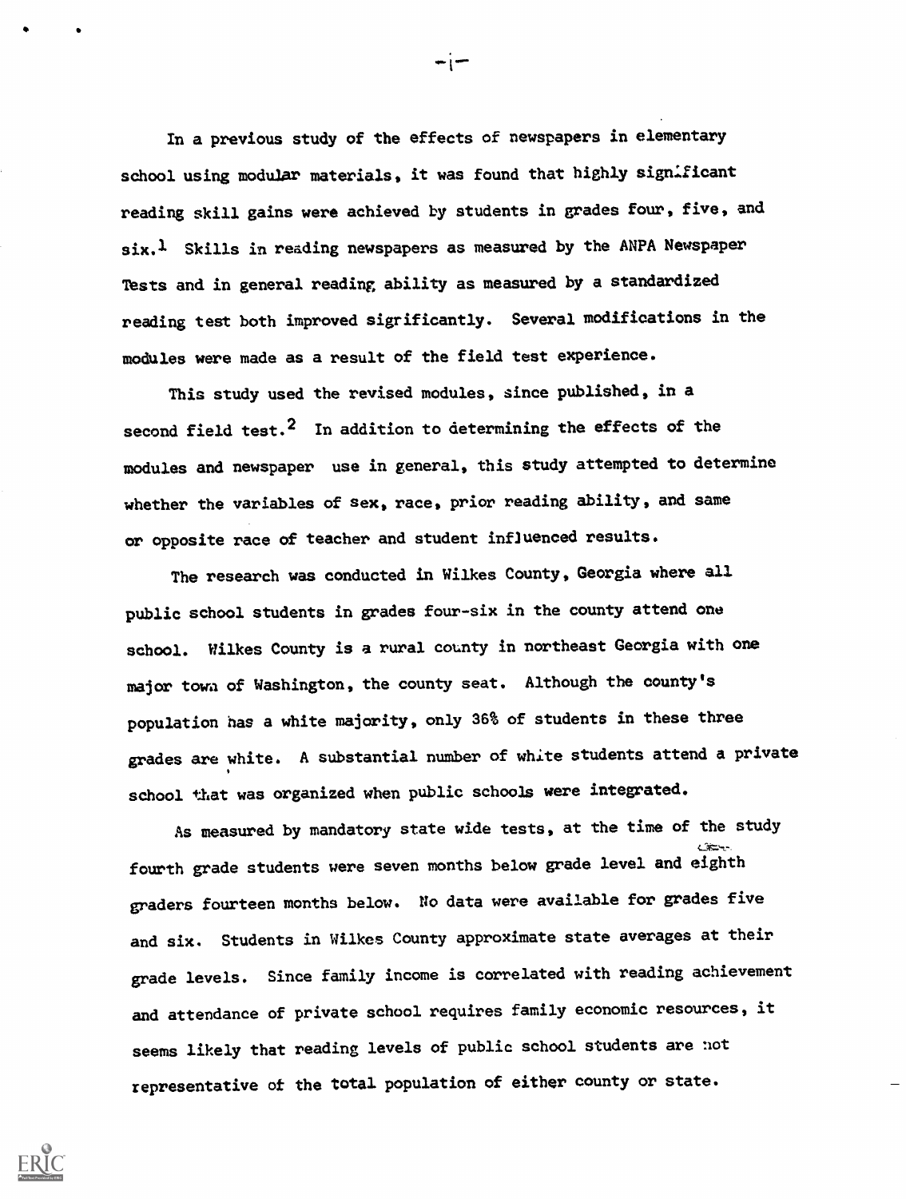In a previous study of the effects of newspapers in elementary school using modular materials, it was found that highly significant reading skill gains were achieved by students in grades four, five, and six.[1] Skills in reading newspapers as measured by the ANPA Newspaper Tests and in general reading ability as measured by a standardized reading test both improved sigrificantly. Several modifications in the modules were made as a result of the field test experience.

This study used the revised modules, since published, in a second field test.[2] In addition to determining the effects of the modules and newspaper use in general, this study attempted to determine whether the variables of sex, race, prior reading ability, and same or opposite race of teacher and student influenced results.

The research was conducted in Wilkes County, Georgia where all public school students in grades four-six in the county attend one school. Wilkes County is a rural county in northeast Georgia with one major town of Washington, the county seat. Although the county's population has a white majority, only 36% of students in these three grades are white. A substantial number of white students attend a private school that was organized when public schools were integrated.

As measured by mandatory state wide tests, at the time of the study fourth grade students were seven months below grade level and eighth graders fourteen months below. No data were available for grades five and six. Students in Wilkes County approximate state averages at their grade levels. Since family income is correlated with reading achievement and attendance of private school requires family economic resources, it seems likely that reading levels of public school students are not representative of the total population of either county or state.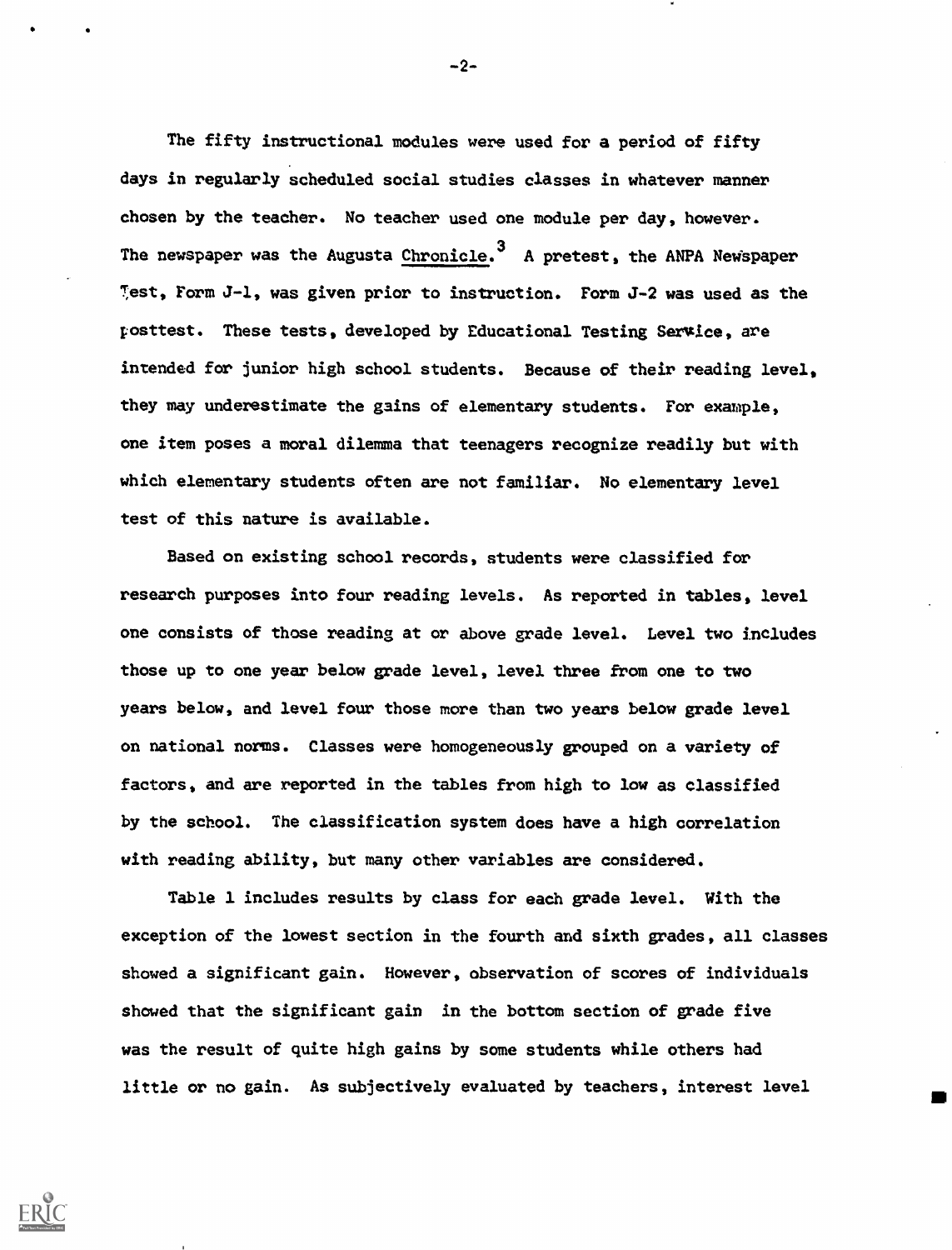The fifty instructional modules were used for a period of fifty days in regularly scheduled social studies classes in whatever manner chosen by the teacher. No teacher used one module per day, however. The newspaper was the Augusta Chronicle.[3] A pretest, the ANPA Newspaper Test, Form J-1, was given prior to instruction. Form J-2 was used as the posttest. These tests, developed by Educational Testing Service, are intended for junior high school students. Because of their reading level, they may underestimate the gains of elementary students. For example, one item poses a moral dilemma that teenagers recognize readily but with which elementary students often are not familiar. No elementary level test of this nature is available.

Based on existing school records, students were classified for research purposes into four reading levels. As reported in tables, level one consists of those reading at or above grade level. Level two includes those up to one year below grade level, level three from one to two years below, and level four those more than two years below grade level on national norms. Classes were homogeneously grouped on a variety of factors, and are reported in the tables from high to low as classified by the school. The classification system does have a high correlation with reading ability, but many other variables are considered.

Table 1 includes results by class for each grade level. With the exception of the lowest section in the fourth and sixth grades, all classes showed a significant gain. However, observation of scores of individuals showed that the significant gain in the bottom section of grade five was the result of quite high gains by some students while others had little or no gain. As subjectively evaluated by teachers, interest level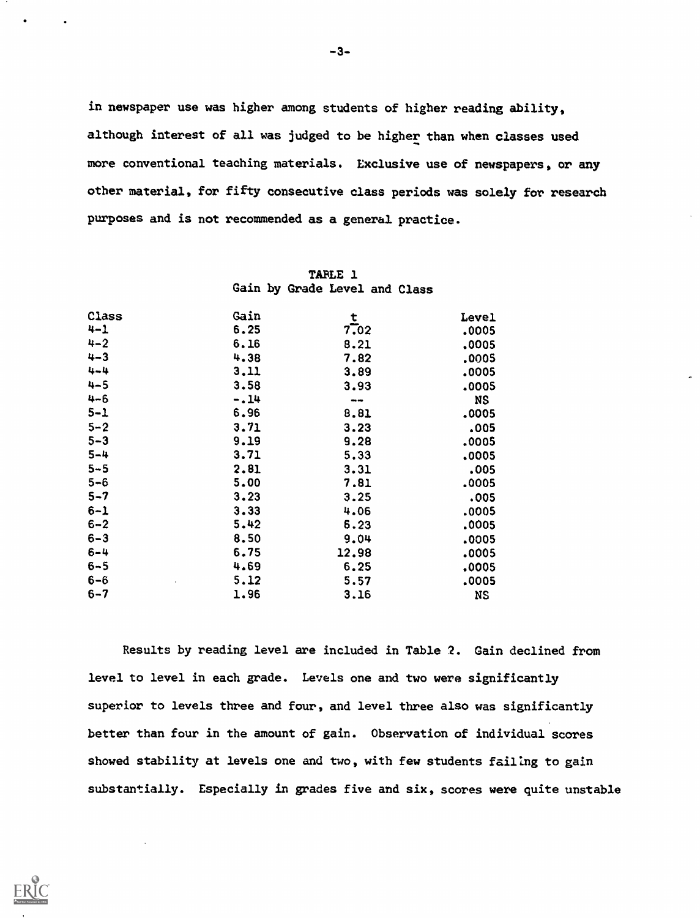in newspaper use was higher among students of higher reading ability, although interest of all was judged to be higher than when classes used more conventional teaching materials. Exclusive use of newspapers, or any other material, for fifty consecutive class periods was solely for research purposes and is not recommended as a general practice.

TABLE 1
Gain by Grade Level and Class

| Class | Gain | t | Level |
|---|---|---|---|
| 4-1 | 6.25 | 7.02 | .0005 |
| 4-2 | 6.16 | 8.21 | .0005 |
| 4-3 | 4.38 | 7.82 | .0005 |
| 4-4 | 3.11 | 3.89 | .0005 |
| 4-5 | 3.58 | 3.93 | .0005 |
| 4-6 | -.14 | -- | NS |
| 5-1 | 6.96 | 8.81 | .0005 |
| 5-2 | 3.71 | 3.23 | .005 |
| 5-3 | 9.19 | 9.28 | .0005 |
| 5-4 | 3.71 | 5.33 | .0005 |
| 5-5 | 2.81 | 3.31 | .005 |
| 5-6 | 5.00 | 7.81 | .0005 |
| 5-7 | 3.23 | 3.25 | .005 |
| 6-1 | 3.33 | 4.06 | .0005 |
| 6-2 | 5.42 | 6.23 | .0005 |
| 6-3 | 8.50 | 9.04 | .0005 |
| 6-4 | 6.75 | 12.98 | .0005 |
| 6-5 | 4.69 | 6.25 | .0005 |
| 6-6 | 5.12 | 5.57 | .0005 |
| 6-7 | 1.96 | 3.16 | NS |

Results by reading level are included in Table 2. Gain declined from level to level in each grade. Levels one and two were significantly superior to levels three and four, and level three also was significantly better than four in the amount of gain. Observation of individual scores showed stability at levels one and two, with few students failing to gain substantially. Especially in grades five and six, scores were quite unstable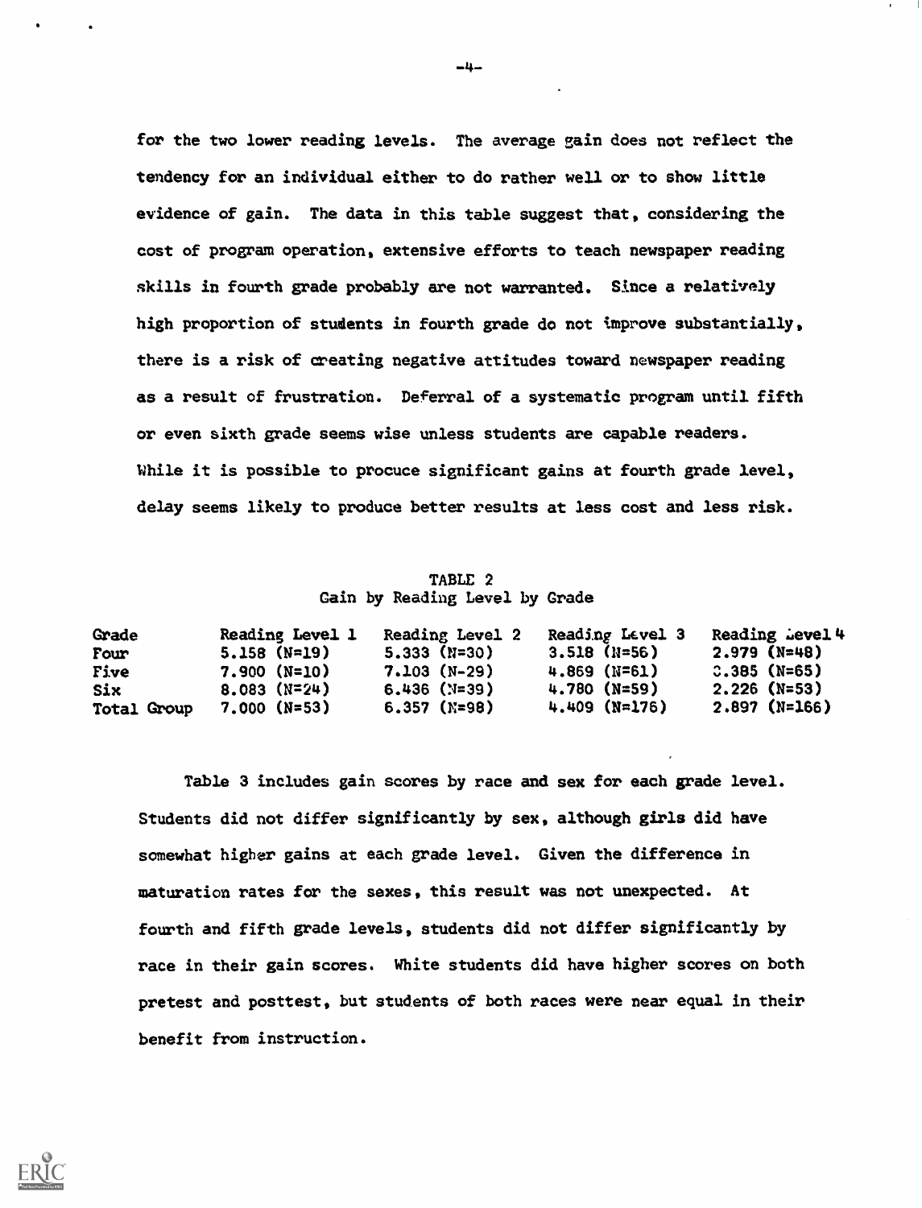for the two lower reading levels. The average gain does not reflect the tendency for an individual either to do rather well or to show little evidence of gain. The data in this table suggest that, considering the cost of program operation, extensive efforts to teach newspaper reading skills in fourth grade probably are not warranted. Since a relatively high proportion of students in fourth grade do not improve substantially, there is a risk of creating negative attitudes toward newspaper reading as a result of frustration. Deferral of a systematic program until fifth or even sixth grade seems wise unless students are capable readers. While it is possible to procuce significant gains at fourth grade level, delay seems likely to produce better results at less cost and less risk.

TABLE 2
Gain by Reading Level by Grade

| Grade | Reading Level 1 | Reading Level 2 | Reading Level 3 | Reading Level 4 |
|---|---|---|---|---|
| Four | 5.158 (N=19) | 5.333 (N=30) | 3.518 (N=56) | 2.979 (N=48) |
| Five | 7.900 (N=10) | 7.103 (N-29) | 4.869 (N=61) | 3.385 (N=65) |
| Six | 8.083 (N=24) | 6.436 (N=39) | 4.780 (N=59) | 2.226 (N=53) |
| Total Group | 7.000 (N=53) | 6.357 (N=98) | 4.409 (N=176) | 2.897 (N=166) |

Table 3 includes gain scores by race and sex for each grade level. Students did not differ significantly by sex, although girls did have somewhat higher gains at each grade level. Given the difference in maturation rates for the sexes, this result was not unexpected. At fourth and fifth grade levels, students did not differ significantly by race in their gain scores. White students did have higher scores on both pretest and posttest, but students of both races were near equal in their benefit from instruction.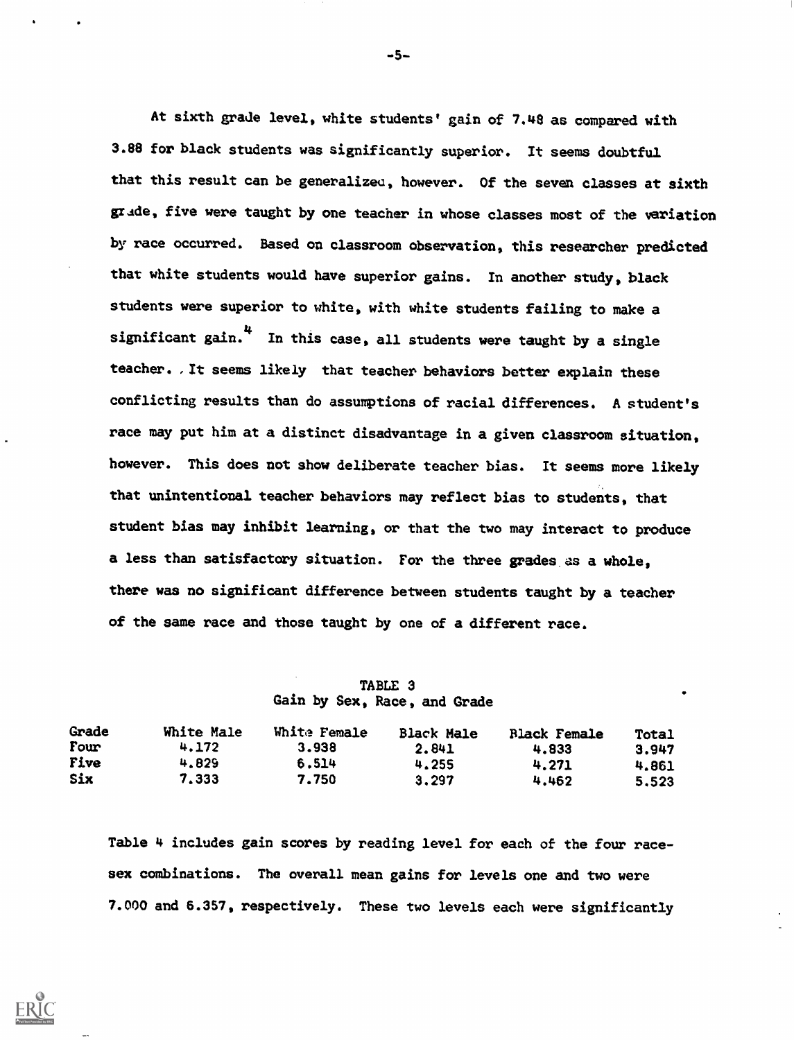At sixth grade level, white students' gain of 7.48 as compared with 3.88 for black students was significantly superior. It seems doubtful that this result can be generalized, however. Of the seven classes at sixth grade, five were taught by one teacher in whose classes most of the variation by race occurred. Based on classroom observation, this researcher predicted that white students would have superior gains. In another study, black students were superior to white, with white students failing to make a significant gain.[4] In this case, all students were taught by a single teacher. It seems likely that teacher behaviors better explain these conflicting results than do assumptions of racial differences. A student's race may put him at a distinct disadvantage in a given classroom situation, however. This does not show deliberate teacher bias. It seems more likely that unintentional teacher behaviors may reflect bias to students, that student bias may inhibit learning, or that the two may interact to produce a less than satisfactory situation. For the three grades as a whole, there was no significant difference between students taught by a teacher of the same race and those taught by one of a different race.

TABLE 3
Gain by Sex, Race, and Grade

| Grade | White Male | White Female | Black Male | Black Female | Total |
|---|---|---|---|---|---|
| Four | 4.172 | 3.938 | 2.841 | 4.833 | 3.947 |
| Five | 4.829 | 6.514 | 4.255 | 4.271 | 4.861 |
| Six | 7.333 | 7.750 | 3.297 | 4.462 | 5.523 |

Table 4 includes gain scores by reading level for each of the four race-sex combinations. The overall mean gains for levels one and two were 7.000 and 6.357, respectively. These two levels each were significantly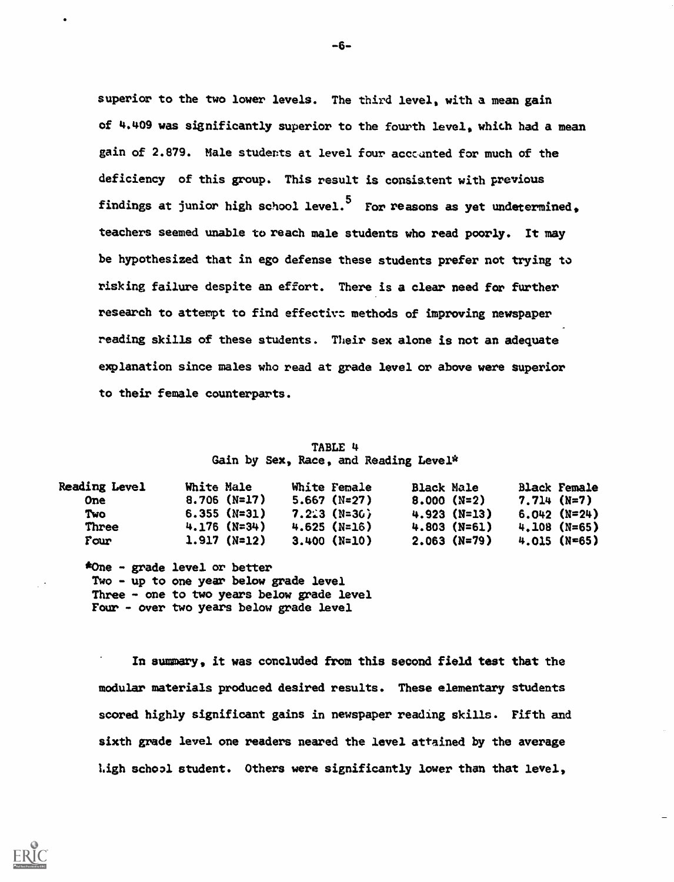superior to the two lower levels. The third level, with a mean gain of 4.409 was significantly superior to the fourth level, which had a mean gain of 2.879. Male students at level four accounted for much of the deficiency of this group. This result is consistent with previous findings at junior high school level.[5] For reasons as yet undetermined, teachers seemed unable to reach male students who read poorly. It may be hypothesized that in ego defense these students prefer not trying to risking failure despite an effort. There is a clear need for further research to attempt to find effective methods of improving newspaper reading skills of these students. Their sex alone is not an adequate explanation since males who read at grade level or above were superior to their female counterparts.

TABLE 4
Gain by Sex, Race, and Reading Level*

| Reading Level | White Male | White Female | Black Male | Black Female |
|---|---|---|---|---|
| One | 8.706 (N=17) | 5.667 (N=27) | 8.000 (N=2) | 7.714 (N=7) |
| Two | 6.355 (N=31) | 7.233 (N=30) | 4.923 (N=13) | 6.042 (N=24) |
| Three | 4.176 (N=34) | 4.625 (N=16) | 4.803 (N=61) | 4.108 (N=65) |
| Four | 1.917 (N=12) | 3.400 (N=10) | 2.063 (N=79) | 4.015 (N=65) |

*One - grade level or better
Two - up to one year below grade level
Three - one to two years below grade level
Four - over two years below grade level

In summary, it was concluded from this second field test that the modular materials produced desired results. These elementary students scored highly significant gains in newspaper reading skills. Fifth and sixth grade level one readers neared the level attained by the average high school student. Others were significantly lower than that level,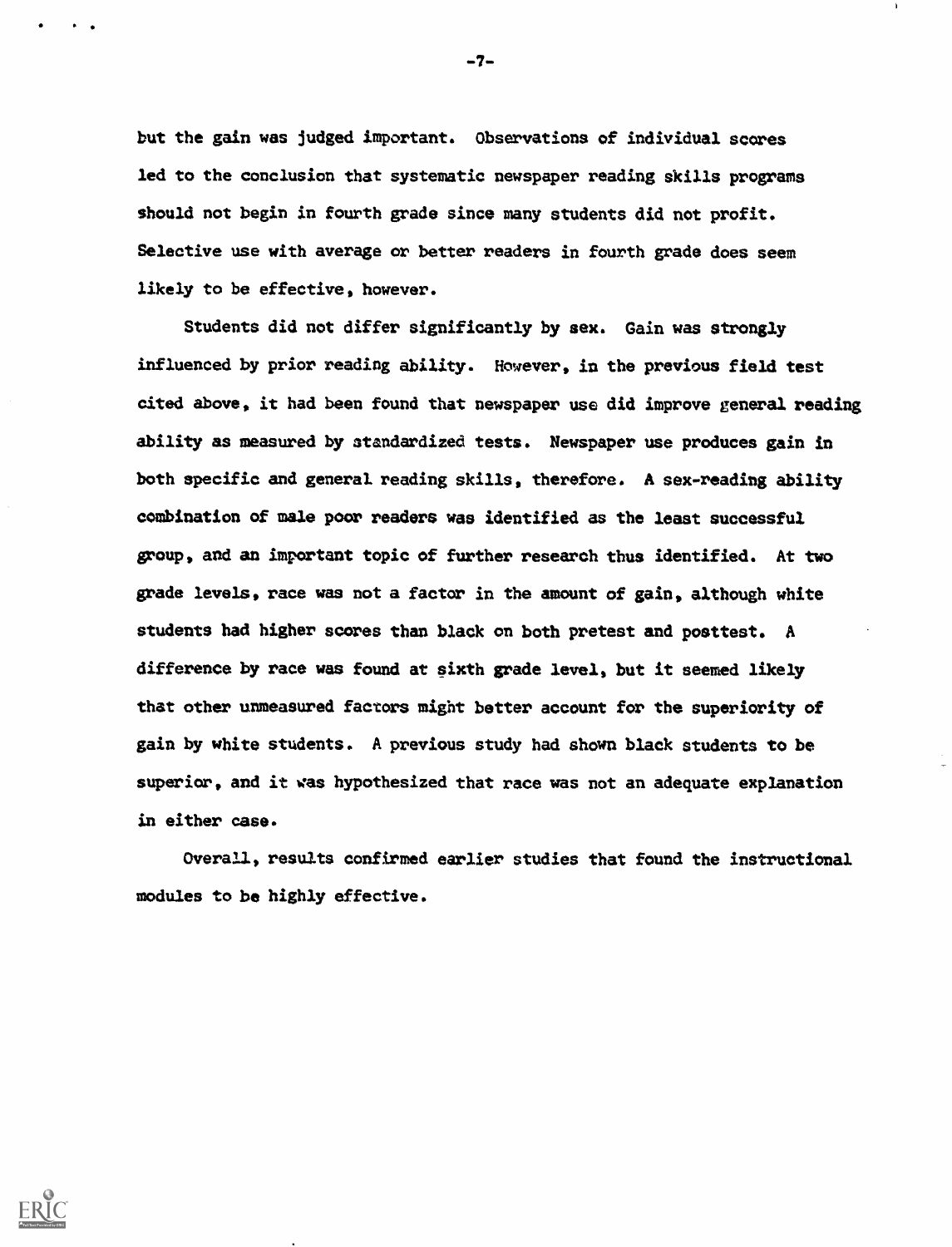but the gain was judged important. Observations of individual scores led to the conclusion that systematic newspaper reading skills programs should not begin in fourth grade since many students did not profit. Selective use with average or better readers in fourth grade does seem likely to be effective, however.

Students did not differ significantly by sex. Gain was strongly influenced by prior reading ability. However, in the previous field test cited above, it had been found that newspaper use did improve general reading ability as measured by standardized tests. Newspaper use produces gain in both specific and general reading skills, therefore. A sex-reading ability combination of male poor readers was identified as the least successful group, and an important topic of further research thus identified. At two grade levels, race was not a factor in the amount of gain, although white students had higher scores than black on both pretest and posttest. A difference by race was found at sixth grade level, but it seemed likely that other unmeasured factors might better account for the superiority of gain by white students. A previous study had shown black students to be superior, and it was hypothesized that race was not an adequate explanation in either case.

Overall, results confirmed earlier studies that found the instructional modules to be highly effective.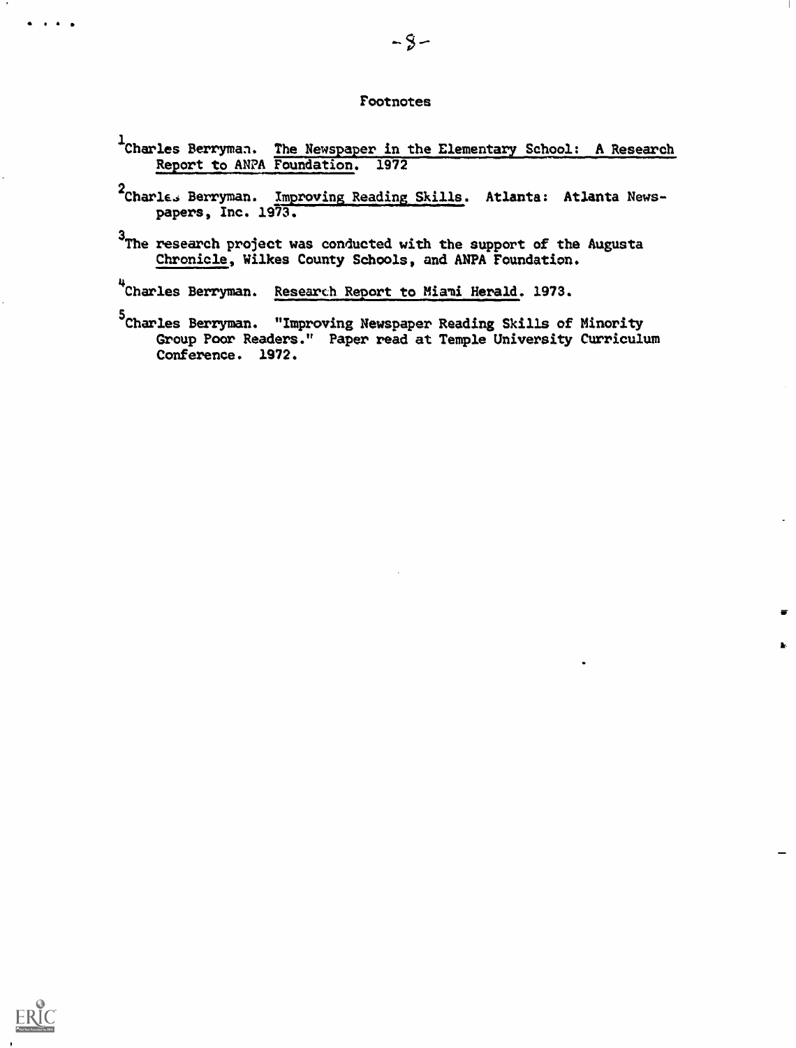# Footnotes

[1]Charles Berryman. The Newspaper in the Elementary School: A Research Report to ANPA Foundation. 1972

[2]Charles Berryman. Improving Reading Skills. Atlanta: Atlanta Newspapers, Inc. 1973.

[3]The research project was conducted with the support of the Augusta Chronicle, Wilkes County Schools, and ANPA Foundation.

[4]Charles Berryman. Research Report to Miami Herald. 1973.

[5]Charles Berryman. "Improving Newspaper Reading Skills of Minority Group Poor Readers." Paper read at Temple University Curriculum Conference. 1972.